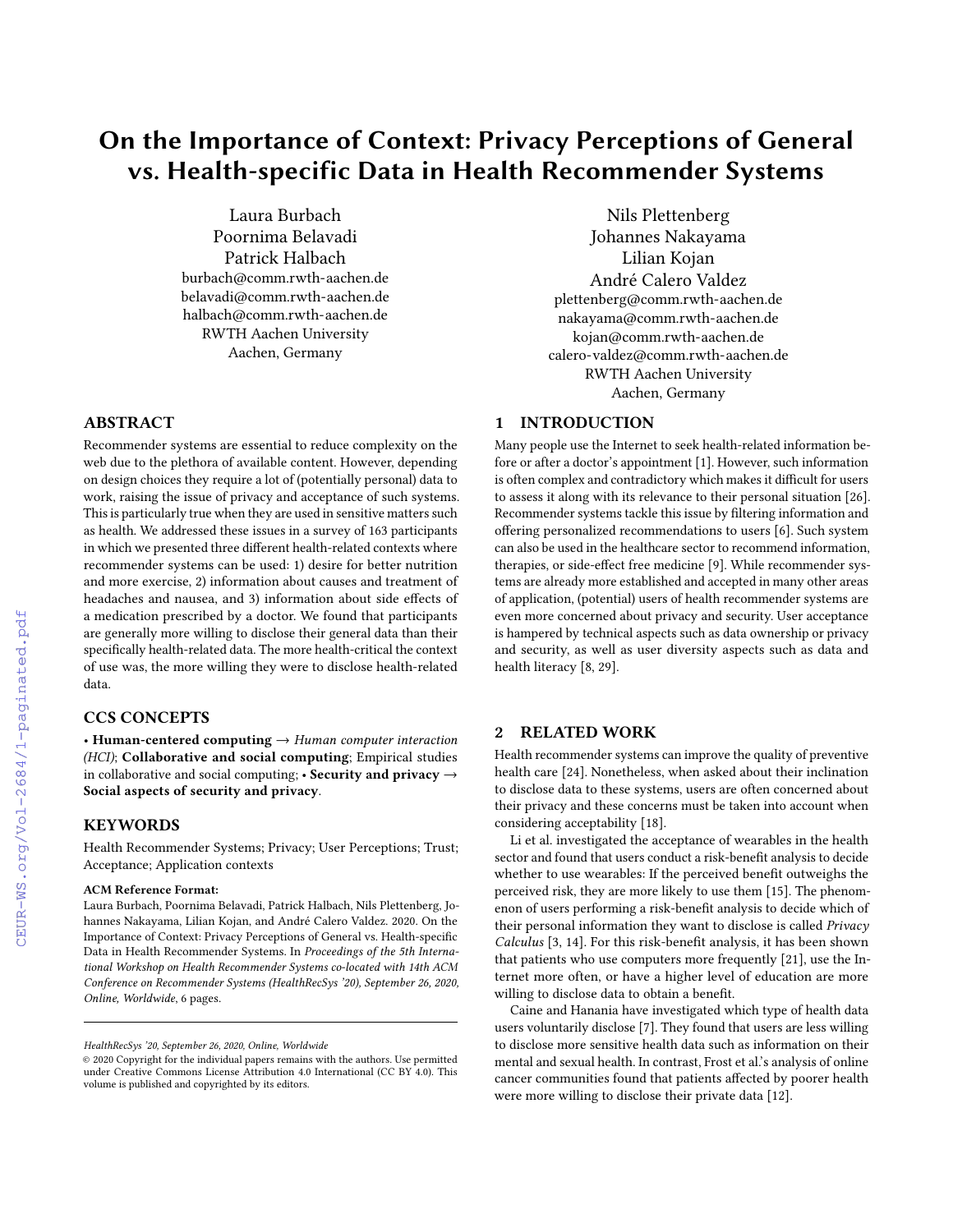# On the Importance of Context: Privacy Perceptions of General vs. Health-specific Data in Health Recommender Systems

Laura Burbach
Poornima Belavadi
Patrick Halbach
burbach@comm.rwth-aachen.de
belavadi@comm.rwth-aachen.de
halbach@comm.rwth-aachen.de
RWTH Aachen University
Aachen, Germany

Nils Plettenberg
Johannes Nakayama
Lilian Kojan
André Calero Valdez
plettenberg@comm.rwth-aachen.de
nakayama@comm.rwth-aachen.de
kojan@comm.rwth-aachen.de
calero-valdez@comm.rwth-aachen.de
RWTH Aachen University
Aachen, Germany

## ABSTRACT

Recommender systems are essential to reduce complexity on the web due to the plethora of available content. However, depending on design choices they require a lot of (potentially personal) data to work, raising the issue of privacy and acceptance of such systems. This is particularly true when they are used in sensitive matters such as health. We addressed these issues in a survey of 163 participants in which we presented three different health-related contexts where recommender systems can be used: 1) desire for better nutrition and more exercise, 2) information about causes and treatment of headaches and nausea, and 3) information about side effects of a medication prescribed by a doctor. We found that participants are generally more willing to disclose their general data than their specifically health-related data. The more health-critical the context of use was, the more willing they were to disclose health-related data.

## CCS CONCEPTS

• **Human-centered computing** → *Human computer interaction (HCI)*; **Collaborative and social computing**; Empirical studies in collaborative and social computing; • **Security and privacy** → **Social aspects of security and privacy**.

## KEYWORDS

Health Recommender Systems; Privacy; User Perceptions; Trust; Acceptance; Application contexts

**ACM Reference Format:**

Laura Burbach, Poornima Belavadi, Patrick Halbach, Nils Plettenberg, Johannes Nakayama, Lilian Kojan, and André Calero Valdez. 2020. On the Importance of Context: Privacy Perceptions of General vs. Health-specific Data in Health Recommender Systems. In *Proceedings of the 5th International Workshop on Health Recommender Systems co-located with 14th ACM Conference on Recommender Systems (HealthRecSys '20), September 26, 2020, Online, Worldwide*, 6 pages.

*HealthRecSys '20, September 26, 2020, Online, Worldwide*
© 2020 Copyright for the individual papers remains with the authors. Use permitted under Creative Commons License Attribution 4.0 International (CC BY 4.0). This volume is published and copyrighted by its editors.

## 1 INTRODUCTION

Many people use the Internet to seek health-related information before or after a doctor's appointment [1]. However, such information is often complex and contradictory which makes it difficult for users to assess it along with its relevance to their personal situation [26]. Recommender systems tackle this issue by filtering information and offering personalized recommendations to users [6]. Such system can also be used in the healthcare sector to recommend information, therapies, or side-effect free medicine [9]. While recommender systems are already more established and accepted in many other areas of application, (potential) users of health recommender systems are even more concerned about privacy and security. User acceptance is hampered by technical aspects such as data ownership or privacy and security, as well as user diversity aspects such as data and health literacy [8, 29].

## 2 RELATED WORK

Health recommender systems can improve the quality of preventive health care [24]. Nonetheless, when asked about their inclination to disclose data to these systems, users are often concerned about their privacy and these concerns must be taken into account when considering acceptability [18].

Li et al. investigated the acceptance of wearables in the health sector and found that users conduct a risk-benefit analysis to decide whether to use wearables: If the perceived benefit outweighs the perceived risk, they are more likely to use them [15]. The phenomenon of users performing a risk-benefit analysis to decide which of their personal information they want to disclose is called *Privacy Calculus* [3, 14]. For this risk-benefit analysis, it has been shown that patients who use computers more frequently [21], use the Internet more often, or have a higher level of education are more willing to disclose data to obtain a benefit.

Caine and Hanania have investigated which type of health data users voluntarily disclose [7]. They found that users are less willing to disclose more sensitive health data such as information on their mental and sexual health. In contrast, Frost et al.'s analysis of online cancer communities found that patients affected by poorer health were more willing to disclose their private data [12].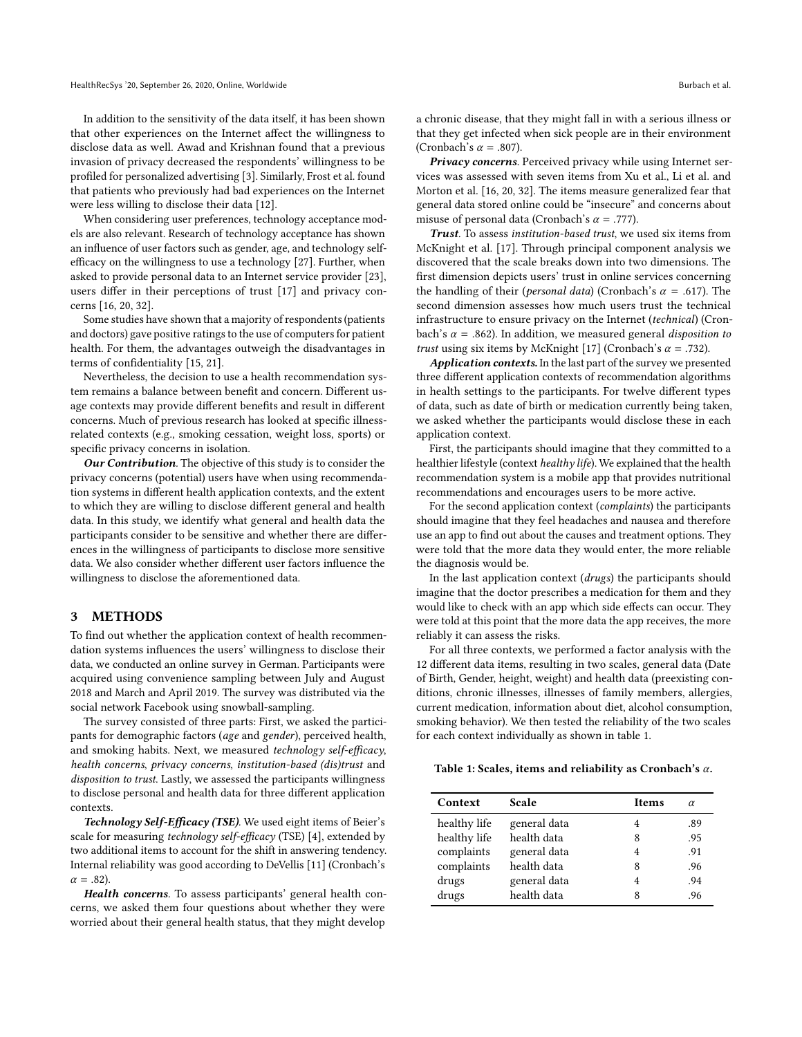In addition to the sensitivity of the data itself, it has been shown that other experiences on the Internet affect the willingness to disclose data as well. Awad and Krishnan found that a previous invasion of privacy decreased the respondents' willingness to be profiled for personalized advertising [3]. Similarly, Frost et al. found that patients who previously had bad experiences on the Internet were less willing to disclose their data [12].

When considering user preferences, technology acceptance models are also relevant. Research of technology acceptance has shown an influence of user factors such as gender, age, and technology self-efficacy on the willingness to use a technology [27]. Further, when asked to provide personal data to an Internet service provider [23], users differ in their perceptions of trust [17] and privacy concerns [16, 20, 32].

Some studies have shown that a majority of respondents (patients and doctors) gave positive ratings to the use of computers for patient health. For them, the advantages outweigh the disadvantages in terms of confidentiality [15, 21].

Nevertheless, the decision to use a health recommendation system remains a balance between benefit and concern. Different usage contexts may provide different benefits and result in different concerns. Much of previous research has looked at specific illness-related contexts (e.g., smoking cessation, weight loss, sports) or specific privacy concerns in isolation.

***Our Contribution***. The objective of this study is to consider the privacy concerns (potential) users have when using recommendation systems in different health application contexts, and the extent to which they are willing to disclose different general and health data. In this study, we identify what general and health data the participants consider to be sensitive and whether there are differences in the willingness of participants to disclose more sensitive data. We also consider whether different user factors influence the willingness to disclose the aforementioned data.

## 3 METHODS

To find out whether the application context of health recommendation systems influences the users' willingness to disclose their data, we conducted an online survey in German. Participants were acquired using convenience sampling between July and August 2018 and March and April 2019. The survey was distributed via the social network Facebook using snowball-sampling.

The survey consisted of three parts: First, we asked the participants for demographic factors (*age* and *gender*), perceived health, and smoking habits. Next, we measured *technology self-efficacy*, *health concerns*, *privacy concerns*, *institution-based (dis)trust* and *disposition to trust*. Lastly, we assessed the participants willingness to disclose personal and health data for three different application contexts.

***Technology Self-Efficacy (TSE)***. We used eight items of Beier's scale for measuring *technology self-efficacy* (TSE) [4], extended by two additional items to account for the shift in answering tendency. Internal reliability was good according to DeVellis [11] (Cronbach's $\alpha$ = .82).

***Health concerns***. To assess participants' general health concerns, we asked them four questions about whether they were worried about their general health status, that they might develop a chronic disease, that they might fall in with a serious illness or that they get infected when sick people are in their environment (Cronbach's $\alpha$ = .807).

***Privacy concerns***. Perceived privacy while using Internet services was assessed with seven items from Xu et al., Li et al. and Morton et al. [16, 20, 32]. The items measure generalized fear that general data stored online could be "insecure" and concerns about misuse of personal data (Cronbach's $\alpha$ = .777).

***Trust***. To assess *institution-based trust*, we used six items from McKnight et al. [17]. Through principal component analysis we discovered that the scale breaks down into two dimensions. The first dimension depicts users' trust in online services concerning the handling of their (*personal data*) (Cronbach's $\alpha$ = .617). The second dimension assesses how much users trust the technical infrastructure to ensure privacy on the Internet (*technical*) (Cronbach's $\alpha$ = .862). In addition, we measured general *disposition to trust* using six items by McKnight [17] (Cronbach's $\alpha$ = .732).

***Application contexts.*** In the last part of the survey we presented three different application contexts of recommendation algorithms in health settings to the participants. For twelve different types of data, such as date of birth or medication currently being taken, we asked whether the participants would disclose these in each application context.

First, the participants should imagine that they committed to a healthier lifestyle (context *healthy life*). We explained that the health recommendation system is a mobile app that provides nutritional recommendations and encourages users to be more active.

For the second application context (*complaints*) the participants should imagine that they feel headaches and nausea and therefore use an app to find out about the causes and treatment options. They were told that the more data they would enter, the more reliable the diagnosis would be.

In the last application context (*drugs*) the participants should imagine that the doctor prescribes a medication for them and they would like to check with an app which side effects can occur. They were told at this point that the more data the app receives, the more reliably it can assess the risks.

For all three contexts, we performed a factor analysis with the 12 different data items, resulting in two scales, general data (Date of Birth, Gender, height, weight) and health data (preexisting conditions, chronic illnesses, illnesses of family members, allergies, current medication, information about diet, alcohol consumption, smoking behavior). We then tested the reliability of the two scales for each context individually as shown in table 1.

**Table 1: Scales, items and reliability as Cronbach's $\alpha$.**

| Context | Scale | Items | $\alpha$ |
|---|---|---|---|
| healthy life | general data | 4 | .89 |
| healthy life | health data | 8 | .95 |
| complaints | general data | 4 | .91 |
| complaints | health data | 8 | .96 |
| drugs | general data | 4 | .94 |
| drugs | health data | 8 | .96 |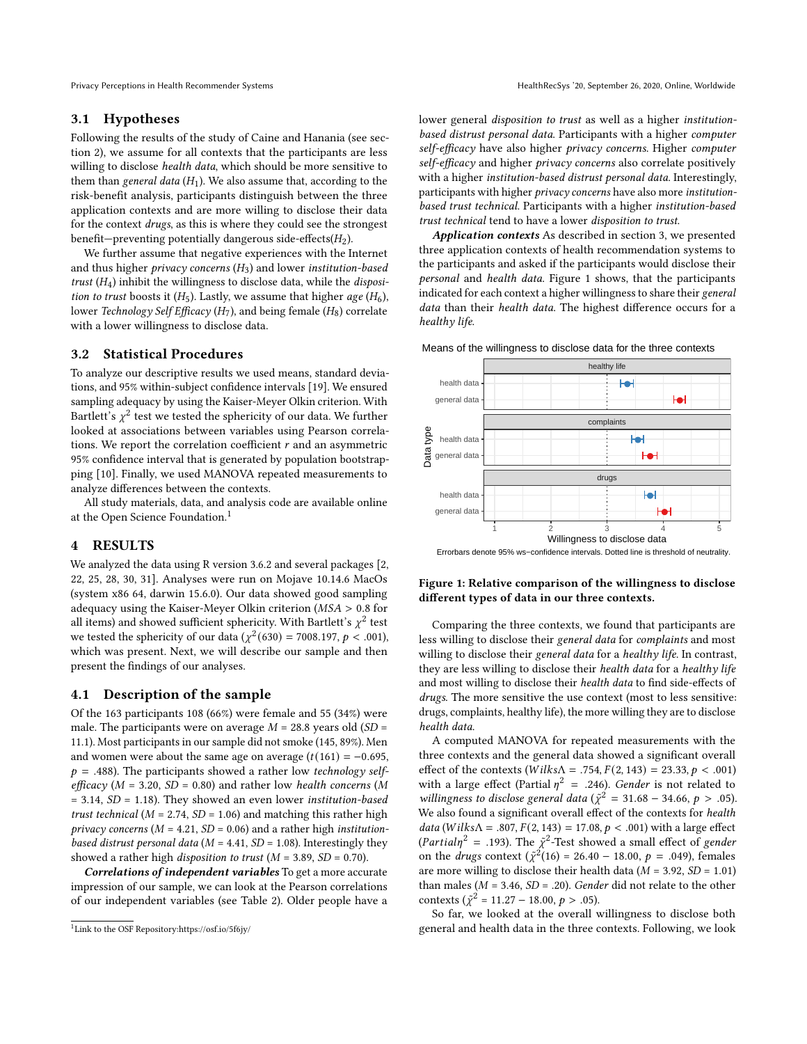### 3.1 Hypotheses

Following the results of the study of Caine and Hanania (see section 2), we assume for all contexts that the participants are less willing to disclose *health data*, which should be more sensitive to them than *general data* ($H_1$). We also assume that, according to the risk-benefit analysis, participants distinguish between the three application contexts and are more willing to disclose their data for the context *drugs*, as this is where they could see the strongest benefit—preventing potentially dangerous side-effects($H_2$).

We further assume that negative experiences with the Internet and thus higher *privacy concerns* ($H_3$) and lower *institution-based trust* ($H_4$) inhibit the willingness to disclose data, while the *disposition to trust* boosts it ($H_5$). Lastly, we assume that higher *age* ($H_6$), lower *Technology Self Efficacy* ($H_7$), and being female ($H_8$) correlate with a lower willingness to disclose data.

### 3.2 Statistical Procedures

To analyze our descriptive results we used means, standard deviations, and 95% within-subject confidence intervals [19]. We ensured sampling adequacy by using the Kaiser-Meyer Olkin criterion. With Bartlett's $\chi^2$ test we tested the sphericity of our data. We further looked at associations between variables using Pearson correlations. We report the correlation coefficient $r$ and an asymmetric 95% confidence interval that is generated by population bootstrapping [10]. Finally, we used MANOVA repeated measurements to analyze differences between the contexts.

All study materials, data, and analysis code are available online at the Open Science Foundation.[1]

## 4 RESULTS

We analyzed the data using R version 3.6.2 and several packages [2, 22, 25, 28, 30, 31]. Analyses were run on Mojave 10.14.6 MacOs (system x86 64, darwin 15.6.0). Our data showed good sampling adequacy using the Kaiser-Meyer Olkin criterion ($MSA > 0.8$ for all items) and showed sufficient sphericity. With Bartlett's $\chi^2$ test we tested the sphericity of our data ($\chi^2(630) = 7008.197$, $p < .001$), which was present. Next, we will describe our sample and then present the findings of our analyses.

### 4.1 Description of the sample

Of the 163 participants 108 (66%) were female and 55 (34%) were male. The participants were on average $M = 28.8$ years old ($SD$ = 11.1). Most participants in our sample did not smoke (145, 89%). Men and women were about the same age on average ($t(161) = -0.695$, $p = .488$). The participants showed a rather low *technology self-efficacy* ($M$ = 3.20, $SD$ = 0.80) and rather low *health concerns* ($M$ = 3.14, $SD$ = 1.18). They showed an even lower *institution-based trust technical* ($M$ = 2.74, $SD$ = 1.06) and matching this rather high *privacy concerns* ($M$ = 4.21, $SD$ = 0.06) and a rather high *institution-based distrust personal data* ($M$ = 4.41, $SD$ = 1.08). Interestingly they showed a rather high *disposition to trust* ($M$ = 3.89, $SD$ = 0.70).

***Correlations of independent variables*** To get a more accurate impression of our sample, we can look at the Pearson correlations of our independent variables (see Table 2). Older people have a lower general *disposition to trust* as well as a higher *institution-based distrust personal data*. Participants with a higher *computer self-efficacy* have also higher *privacy concerns*. Higher *computer self-efficacy* and higher *privacy concerns* also correlate positively with a higher *institution-based distrust personal data*. Interestingly, participants with higher *privacy concerns* have also more *institution-based trust technical*. Participants with a higher *institution-based trust technical* tend to have a lower *disposition to trust*.

***Application contexts*** As described in section 3, we presented three application contexts of health recommendation systems to the participants and asked if the participants would disclose their *personal* and *health data*. Figure 1 shows, that the participants indicated for each context a higher willingness to share their *general data* than their *health data*. The highest difference occurs for a *healthy life*.

Means of the willingness to disclose data for the three contexts

Errorbars denote 95% ws−confidence intervals. Dotted line is threshold of neutrality.

**Figure 1: Relative comparison of the willingness to disclose different types of data in our three contexts.**

Comparing the three contexts, we found that participants are less willing to disclose their *general data* for *complaints* and most willing to disclose their *general data* for a *healthy life*. In contrast, they are less willing to disclose their *health data* for a *healthy life* and most willing to disclose their *health data* to find side-effects of *drugs*. The more sensitive the use context (most to less sensitive: drugs, complaints, healthy life), the more willing they are to disclose *health data*.

A computed MANOVA for repeated measurements with the three contexts and the general data showed a significant overall effect of the contexts ($Wilks\Lambda = .754, F(2, 143) = 23.33, p < .001$) with a large effect (Partial $\eta^2 = .246$). *Gender* is not related to *willingness to disclose general data* ($\tilde{\chi}^2 = 31.68 - 34.66$, $p > .05$). We also found a significant overall effect of the contexts for *health data* ($Wilks\Lambda = .807, F(2, 143) = 17.08, p < .001$) with a large effect ($Partial\eta^2 = .193$). The $\tilde{\chi}^2$-Test showed a small effect of *gender* on the *drugs* context ($\tilde{\chi}^2(16) = 26.40 - 18.00$, $p = .049$), females are more willing to disclose their health data ($M$ = 3.92, $SD$ = 1.01) than males ($M$ = 3.46, $SD$ = .20). *Gender* did not relate to the other contexts ($\tilde{\chi}^2 = 11.27 - 18.00$, $p > .05$).

So far, we looked at the overall willingness to disclose both general and health data in the three contexts. Following, we look

[1] Link to the OSF Repository:https://osf.io/5f6jy/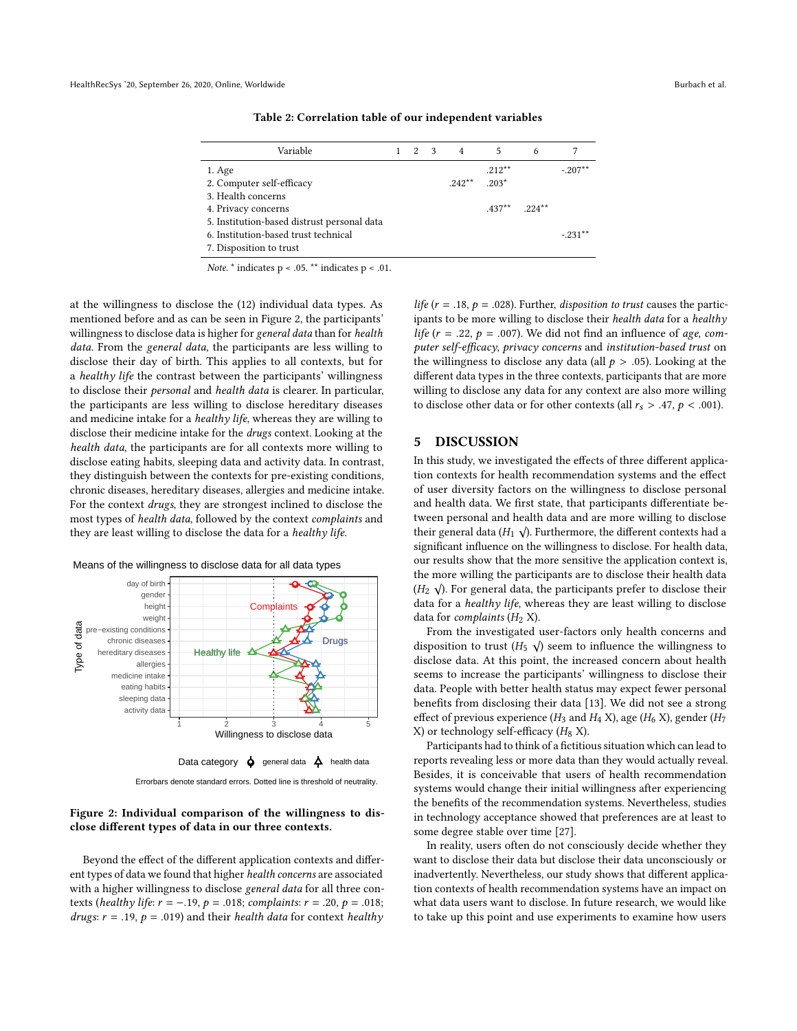**Table 2: Correlation table of our independent variables**

| Variable | 1 | 2 | 3 | 4 | 5 | 6 | 7 |
|---|---|---|---|---|---|---|---|
| 1. Age | | | | | .212** | | -.207** |
| 2. Computer self-efficacy | | | | .242** | .203* | | |
| 3. Health concerns | | | | | | | |
| 4. Privacy concerns | | | | | .437** | .224** | |
| 5. Institution-based distrust personal data | | | | | | | |
| 6. Institution-based trust technical | | | | | | | -.231** |
| 7. Disposition to trust | | | | | | | |

*Note.* * indicates p < .05. ** indicates p < .01.

at the willingness to disclose the (12) individual data types. As mentioned before and as can be seen in Figure 2, the participants' willingness to disclose data is higher for *general data* than for *health data*. From the *general data*, the participants are less willing to disclose their day of birth. This applies to all contexts, but for a *healthy life* the contrast between the participants' willingness to disclose their *personal* and *health data* is clearer. In particular, the participants are less willing to disclose hereditary diseases and medicine intake for a *healthy life*, whereas they are willing to disclose their medicine intake for the *drugs* context. Looking at the *health data*, the participants are for all contexts more willing to disclose eating habits, sleeping data and activity data. In contrast, they distinguish between the contexts for pre-existing conditions, chronic diseases, hereditary diseases, allergies and medicine intake. For the context *drugs*, they are strongest inclined to disclose the most types of *health data*, followed by the context *complaints* and they are least willing to disclose the data for a *healthy life*.

Errorbars denote standard errors. Dotted line is threshold of neutrality.

**Figure 2: Individual comparison of the willingness to disclose different types of data in our three contexts.**

Beyond the effect of the different application contexts and different types of data we found that higher *health concerns* are associated with a higher willingness to disclose *general data* for all three contexts (*healthy life*: $r = -.19$, $p = .018$; *complaints*: $r = .20$, $p = .018$; *drugs*: $r = .19$, $p = .019$) and their *health data* for context *healthy life* ($r = .18$, $p = .028$). Further, *disposition to trust* causes the participants to be more willing to disclose their *health data* for a *healthy life* ($r = .22$, $p = .007$). We did not find an influence of *age*, *computer self-efficacy*, *privacy concerns* and *institution-based trust* on the willingness to disclose any data (all $p > .05$). Looking at the different data types in the three contexts, participants that are more willing to disclose any data for any context are also more willing to disclose other data or for other contexts (all $r_s > .47$, $p < .001$).

## 5 DISCUSSION

In this study, we investigated the effects of three different application contexts for health recommendation systems and the effect of user diversity factors on the willingness to disclose personal and health data. We first state, that participants differentiate between personal and health data and are more willing to disclose their general data ($H_1$ √). Furthermore, the different contexts had a significant influence on the willingness to disclose. For health data, our results show that the more sensitive the application context is, the more willing the participants are to disclose their health data ($H_2$ √). For general data, the participants prefer to disclose their data for a *healthy life*, whereas they are least willing to disclose data for *complaints* ($H_2$ X).

From the investigated user-factors only health concerns and disposition to trust ($H_5$ √) seem to influence the willingness to disclose data. At this point, the increased concern about health seems to increase the participants' willingness to disclose their data. People with better health status may expect fewer personal benefits from disclosing their data [13]. We did not see a strong effect of previous experience ($H_3$ and $H_4$ X), age ($H_6$ X), gender ($H_7$ X) or technology self-efficacy ($H_8$ X).

Participants had to think of a fictitious situation which can lead to reports revealing less or more data than they would actually reveal. Besides, it is conceivable that users of health recommendation systems would change their initial willingness after experiencing the benefits of the recommendation systems. Nevertheless, studies in technology acceptance showed that preferences are at least to some degree stable over time [27].

In reality, users often do not consciously decide whether they want to disclose their data but disclose their data unconsciously or inadvertently. Nevertheless, our study shows that different application contexts of health recommendation systems have an impact on what data users want to disclose. In future research, we would like to take up this point and use experiments to examine how users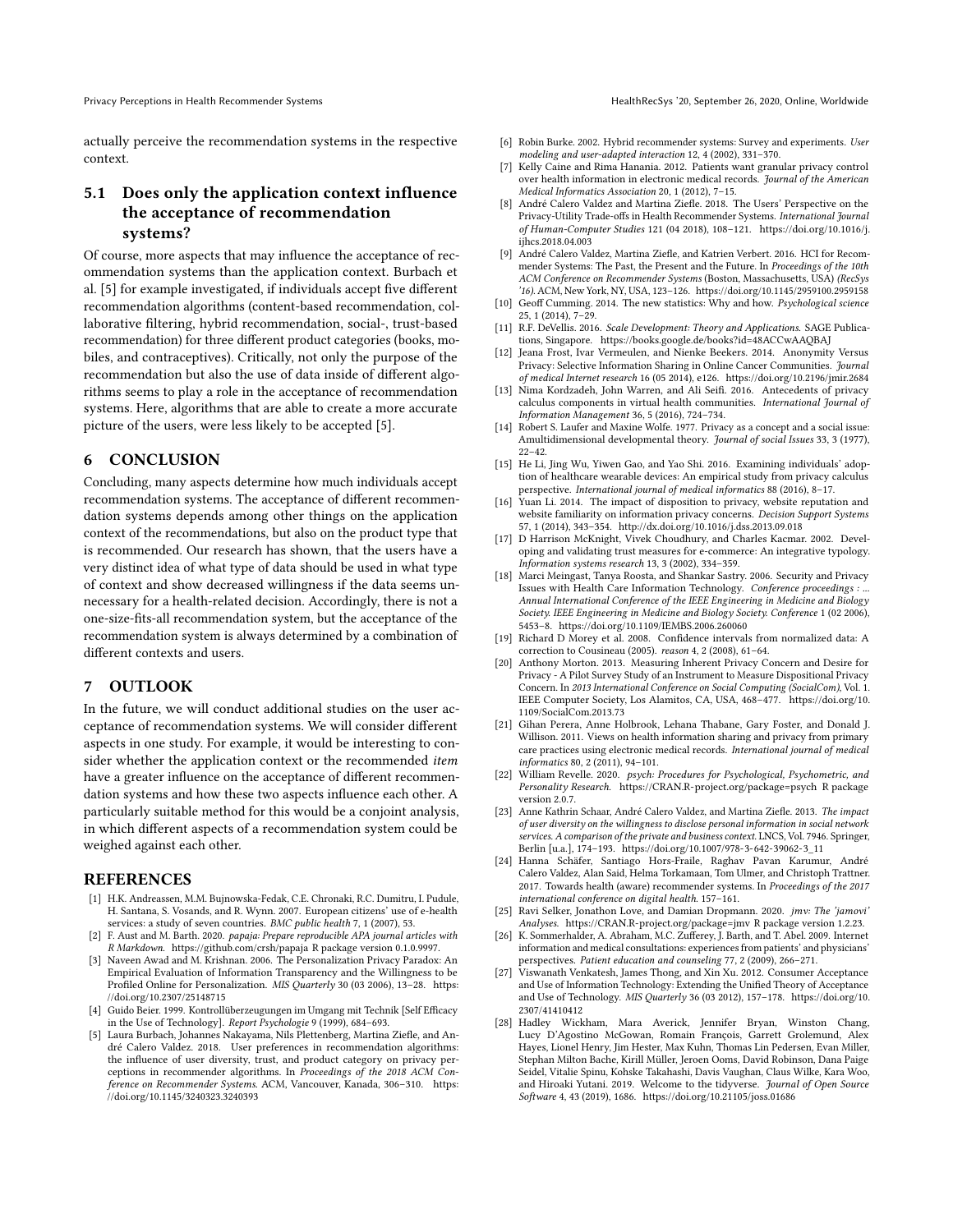actually perceive the recommendation systems in the respective context.

### 5.1 Does only the application context influence the acceptance of recommendation systems?

Of course, more aspects that may influence the acceptance of recommendation systems than the application context. Burbach et al. [5] for example investigated, if individuals accept five different recommendation algorithms (content-based recommendation, collaborative filtering, hybrid recommendation, social-, trust-based recommendation) for three different product categories (books, mobiles, and contraceptives). Critically, not only the purpose of the recommendation but also the use of data inside of different algorithms seems to play a role in the acceptance of recommendation systems. Here, algorithms that are able to create a more accurate picture of the users, were less likely to be accepted [5].

## 6 CONCLUSION

Concluding, many aspects determine how much individuals accept recommendation systems. The acceptance of different recommendation systems depends among other things on the application context of the recommendations, but also on the product type that is recommended. Our research has shown, that the users have a very distinct idea of what type of data should be used in what type of context and show decreased willingness if the data seems unnecessary for a health-related decision. Accordingly, there is not a one-size-fits-all recommendation system, but the acceptance of the recommendation system is always determined by a combination of different contexts and users.

## 7 OUTLOOK

In the future, we will conduct additional studies on the user acceptance of recommendation systems. We will consider different aspects in one study. For example, it would be interesting to consider whether the application context or the recommended *item* have a greater influence on the acceptance of different recommendation systems and how these two aspects influence each other. A particularly suitable method for this would be a conjoint analysis, in which different aspects of a recommendation system could be weighed against each other.

## REFERENCES

[1] H.K. Andreassen, M.M. Bujnowska-Fedak, C.E. Chronaki, R.C. Dumitru, I. Pudule, H. Santana, S. Vosands, and R. Wynn. 2007. European citizens' use of e-health services: a study of seven countries. *BMC public health* 7, 1 (2007), 53.

[2] F. Aust and M. Barth. 2020. *papaja: Prepare reproducible APA journal articles with R Markdown.* https://github.com/crsh/papaja R package version 0.1.0.9997.

[3] Naveen Awad and M. Krishnan. 2006. The Personalization Privacy Paradox: An Empirical Evaluation of Information Transparency and the Willingness to be Profiled Online for Personalization. *MIS Quarterly* 30 (03 2006), 13–28. https://doi.org/10.2307/25148715

[4] Guido Beier. 1999. Kontrollüberzeugungen im Umgang mit Technik [Self Efficacy in the Use of Technology]. *Report Psychologie* 9 (1999), 684–693.

[5] Laura Burbach, Johannes Nakayama, Nils Plettenberg, Martina Ziefle, and André Calero Valdez. 2018. User preferences in recommendation algorithms: the influence of user diversity, trust, and product category on privacy perceptions in recommender algorithms. In *Proceedings of the 2018 ACM Conference on Recommender Systems*. ACM, Vancouver, Kanada, 306–310. https://doi.org/10.1145/3240323.3240393

[6] Robin Burke. 2002. Hybrid recommender systems: Survey and experiments. *User modeling and user-adapted interaction* 12, 4 (2002), 331–370.

[7] Kelly Caine and Rima Hanania. 2012. Patients want granular privacy control over health information in electronic medical records. *Journal of the American Medical Informatics Association* 20, 1 (2012), 7–15.

[8] André Calero Valdez and Martina Ziefle. 2018. The Users' Perspective on the Privacy-Utility Trade-offs in Health Recommender Systems. *International Journal of Human-Computer Studies* 121 (04 2018), 108–121. https://doi.org/10.1016/j.ijhcs.2018.04.003

[9] André Calero Valdez, Martina Ziefle, and Katrien Verbert. 2016. HCI for Recommender Systems: The Past, the Present and the Future. In *Proceedings of the 10th ACM Conference on Recommender Systems* (Boston, Massachusetts, USA) *(RecSys '16)*. ACM, New York, NY, USA, 123–126. https://doi.org/10.1145/2959100.2959158

[10] Geoff Cumming. 2014. The new statistics: Why and how. *Psychological science* 25, 1 (2014), 7–29.

[11] R.F. DeVellis. 2016. *Scale Development: Theory and Applications*. SAGE Publications, Singapore. https://books.google.de/books?id=48ACCwAAQBAJ

[12] Jeana Frost, Ivar Vermeulen, and Nienke Beekers. 2014. Anonymity Versus Privacy: Selective Information Sharing in Online Cancer Communities. *Journal of medical Internet research* 16 (05 2014), e126. https://doi.org/10.2196/jmir.2684

[13] Nima Kordzadeh, John Warren, and Ali Seifi. 2016. Antecedents of privacy calculus components in virtual health communities. *International Journal of Information Management* 36, 5 (2016), 724–734.

[14] Robert S. Laufer and Maxine Wolfe. 1977. Privacy as a concept and a social issue: A multidimensional developmental theory. *Journal of social Issues* 33, 3 (1977), 22–42.

[15] He Li, Jing Wu, Yiwen Gao, and Yao Shi. 2016. Examining individuals' adoption of healthcare wearable devices: An empirical study from privacy calculus perspective. *International journal of medical informatics* 88 (2016), 8–17.

[16] Yuan Li. 2014. The impact of disposition to privacy, website reputation and website familiarity on information privacy concerns. *Decision Support Systems* 57, 1 (2014), 343–354. http://dx.doi.org/10.1016/j.dss.2013.09.018

[17] D Harrison McKnight, Vivek Choudhury, and Charles Kacmar. 2002. Developing and validating trust measures for e-commerce: An integrative typology. *Information systems research* 13, 3 (2002), 334–359.

[18] Marci Meingast, Tanya Roosta, and Shankar Sastry. 2006. Security and Privacy Issues with Health Care Information Technology. *Conference proceedings : ... Annual International Conference of the IEEE Engineering in Medicine and Biology Society. IEEE Engineering in Medicine and Biology Society. Conference* 1 (02 2006), 5453–8. https://doi.org/10.1109/IEMBS.2006.260060

[19] Richard D Morey et al. 2008. Confidence intervals from normalized data: A correction to Cousineau (2005). *reason* 4, 2 (2008), 61–64.

[20] Anthony Morton. 2013. Measuring Inherent Privacy Concern and Desire for Privacy - A Pilot Survey Study of an Instrument to Measure Dispositional Privacy Concern. In *2013 International Conference on Social Computing (SocialCom)*, Vol. 1. IEEE Computer Society, Los Alamitos, CA, USA, 468–477. https://doi.org/10.1109/SocialCom.2013.73

[21] Gihan Perera, Anne Holbrook, Lehana Thabane, Gary Foster, and Donald J. Willison. 2011. Views on health information sharing and privacy from primary care practices using electronic medical records. *International journal of medical informatics* 80, 2 (2011), 94–101.

[22] William Revelle. 2020. *psych: Procedures for Psychological, Psychometric, and Personality Research.* https://CRAN.R-project.org/package=psych R package version 2.0.7.

[23] Anne Kathrin Schaar, André Calero Valdez, and Martina Ziefle. 2013. *The impact of user diversity on the willingness to disclose personal information in social network services. A comparison of the private and business context.* LNCS, Vol. 7946. Springer, Berlin [u.a.], 174–193. https://doi.org/10.1007/978-3-642-39062-3_11

[24] Hanna Schäfer, Santiago Hors-Fraile, Raghav Pavan Karumur, André Calero Valdez, Alan Said, Helma Torkamaan, Tom Ulmer, and Christoph Trattner. 2017. Towards health (aware) recommender systems. In *Proceedings of the 2017 international conference on digital health*. 157–161.

[25] Ravi Selker, Jonathon Love, and Damian Dropmann. 2020. *jmv: The 'jamovi' Analyses.* https://CRAN.R-project.org/package=jmv R package version 1.2.23.

[26] K. Sommerhalder, A. Abraham, M.C. Zufferey, J. Barth, and T. Abel. 2009. Internet information and medical consultations: experiences from patients' and physicians' perspectives. *Patient education and counseling* 77, 2 (2009), 266–271.

[27] Viswanath Venkatesh, James Thong, and Xin Xu. 2012. Consumer Acceptance and Use of Information Technology: Extending the Unified Theory of Acceptance and Use of Technology. *MIS Quarterly* 36 (03 2012), 157–178. https://doi.org/10.2307/41410412

[28] Hadley Wickham, Mara Averick, Jennifer Bryan, Winston Chang, Lucy D'Agostino McGowan, Romain François, Garrett Grolemund, Alex Hayes, Lionel Henry, Jim Hester, Max Kuhn, Thomas Lin Pedersen, Evan Miller, Stephan Milton Bache, Kirill Müller, Jeroen Ooms, David Robinson, Dana Paige Seidel, Vitalie Spinu, Kohske Takahashi, Davis Vaughan, Claus Wilke, Kara Woo, and Hiroaki Yutani. 2019. Welcome to the tidyverse. *Journal of Open Source Software* 4, 43 (2019), 1686. https://doi.org/10.21105/joss.01686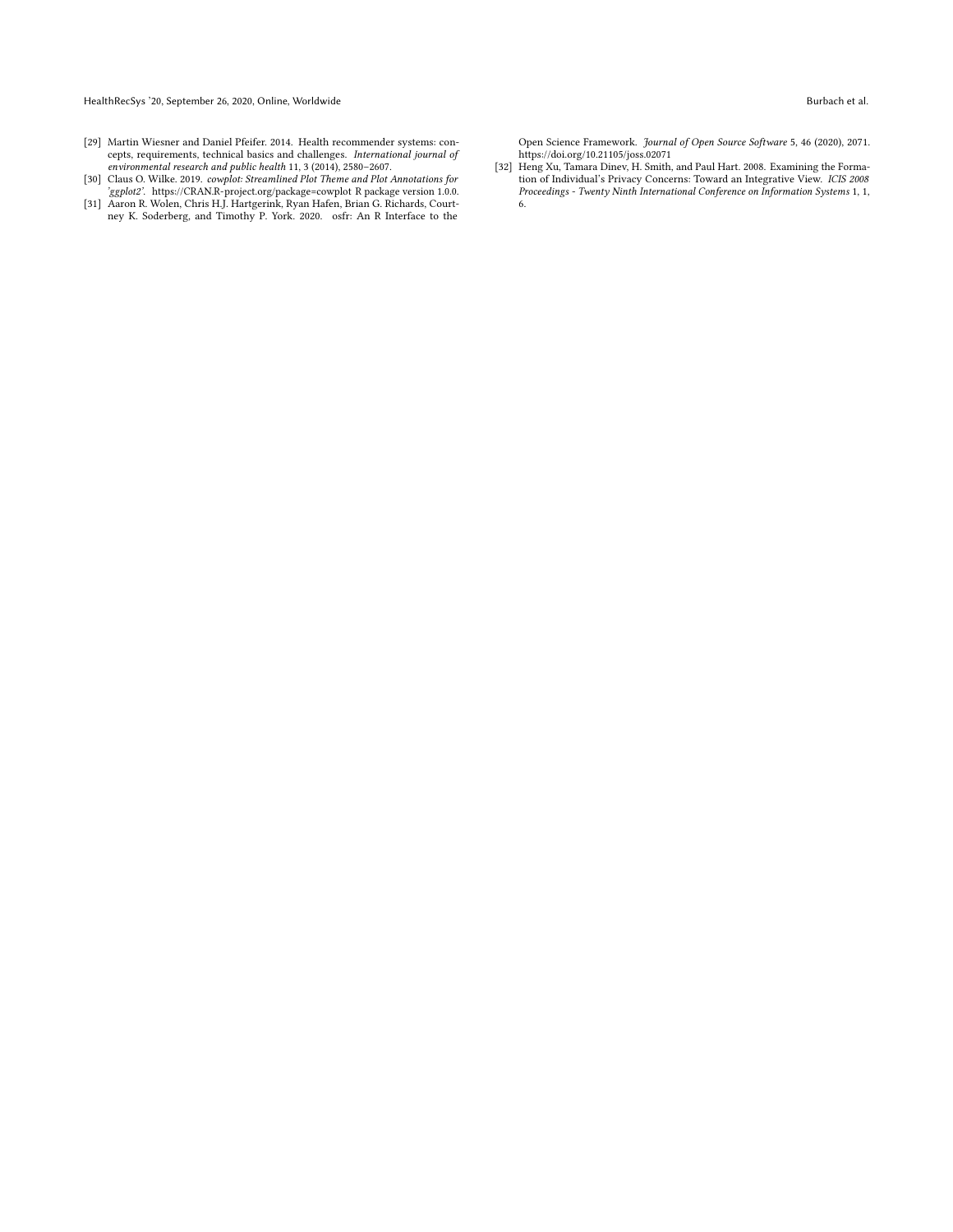[29] Martin Wiesner and Daniel Pfeifer. 2014. Health recommender systems: concepts, requirements, technical basics and challenges. *International journal of environmental research and public health* 11, 3 (2014), 2580–2607.

[30] Claus O. Wilke. 2019. *cowplot: Streamlined Plot Theme and Plot Annotations for 'ggplot2'*. https://CRAN.R-project.org/package=cowplot R package version 1.0.0.

[31] Aaron R. Wolen, Chris H.J. Hartgerink, Ryan Hafen, Brian G. Richards, Courtney K. Soderberg, and Timothy P. York. 2020. osfr: An R Interface to the Open Science Framework. *Journal of Open Source Software* 5, 46 (2020), 2071. https://doi.org/10.21105/joss.02071

[32] Heng Xu, Tamara Dinev, H. Smith, and Paul Hart. 2008. Examining the Formation of Individual's Privacy Concerns: Toward an Integrative View. *ICIS 2008 Proceedings - Twenty Ninth International Conference on Information Systems* 1, 1, 6.